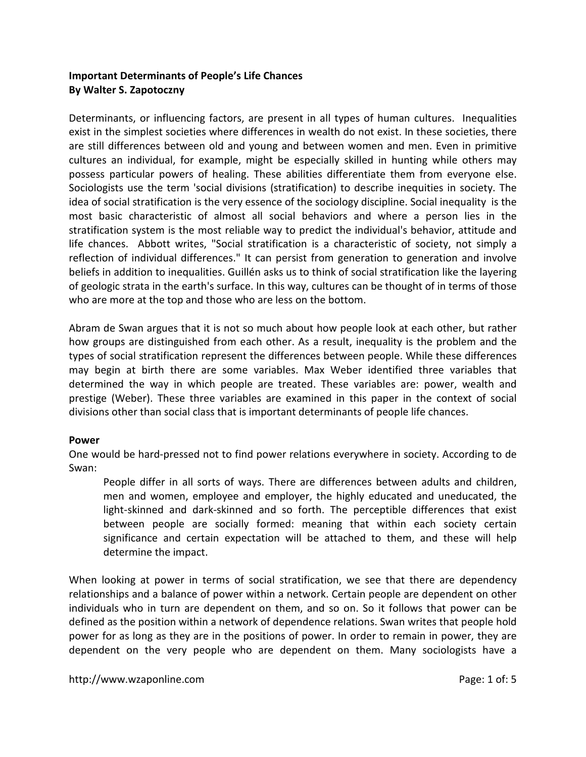**Important Determinants of People's Life Chances**
**By Walter S. Zapotoczny**

Determinants, or influencing factors, are present in all types of human cultures. Inequalities exist in the simplest societies where differences in wealth do not exist. In these societies, there are still differences between old and young and between women and men. Even in primitive cultures an individual, for example, might be especially skilled in hunting while others may possess particular powers of healing. These abilities differentiate them from everyone else. Sociologists use the term 'social divisions (stratification) to describe inequities in society. The idea of social stratification is the very essence of the sociology discipline. Social inequality is the most basic characteristic of almost all social behaviors and where a person lies in the stratification system is the most reliable way to predict the individual's behavior, attitude and life chances. Abbott writes, "Social stratification is a characteristic of society, not simply a reflection of individual differences." It can persist from generation to generation and involve beliefs in addition to inequalities. Guillén asks us to think of social stratification like the layering of geologic strata in the earth's surface. In this way, cultures can be thought of in terms of those who are more at the top and those who are less on the bottom.

Abram de Swan argues that it is not so much about how people look at each other, but rather how groups are distinguished from each other. As a result, inequality is the problem and the types of social stratification represent the differences between people. While these differences may begin at birth there are some variables. Max Weber identified three variables that determined the way in which people are treated. These variables are: power, wealth and prestige (Weber). These three variables are examined in this paper in the context of social divisions other than social class that is important determinants of people life chances.

**Power**

One would be hard-pressed not to find power relations everywhere in society. According to de Swan:

> People differ in all sorts of ways. There are differences between adults and children, men and women, employee and employer, the highly educated and uneducated, the light-skinned and dark-skinned and so forth. The perceptible differences that exist between people are socially formed: meaning that within each society certain significance and certain expectation will be attached to them, and these will help determine the impact.

When looking at power in terms of social stratification, we see that there are dependency relationships and a balance of power within a network. Certain people are dependent on other individuals who in turn are dependent on them, and so on. So it follows that power can be defined as the position within a network of dependence relations. Swan writes that people hold power for as long as they are in the positions of power. In order to remain in power, they are dependent on the very people who are dependent on them. Many sociologists have a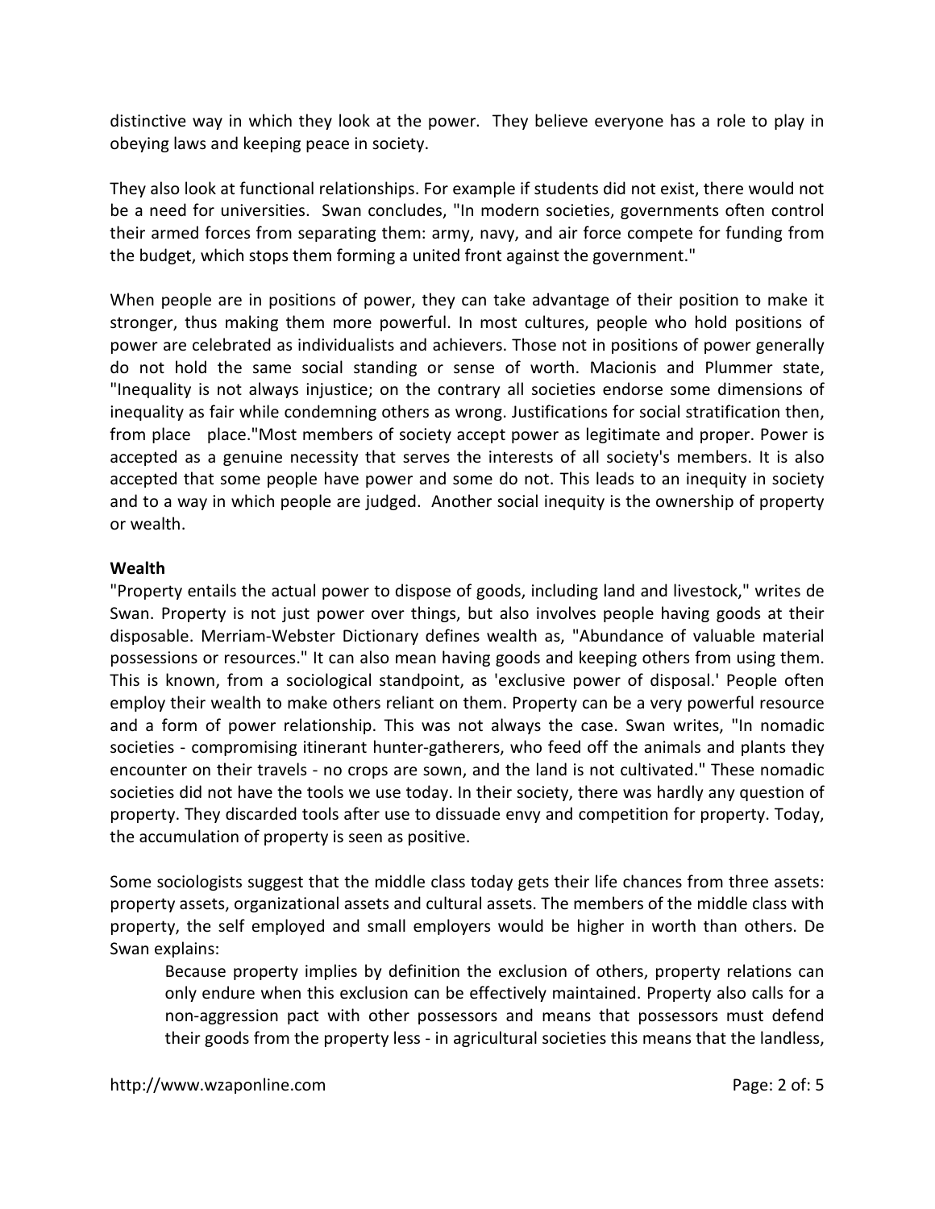distinctive way in which they look at the power. They believe everyone has a role to play in obeying laws and keeping peace in society.

They also look at functional relationships. For example if students did not exist, there would not be a need for universities. Swan concludes, "In modern societies, governments often control their armed forces from separating them: army, navy, and air force compete for funding from the budget, which stops them forming a united front against the government."

When people are in positions of power, they can take advantage of their position to make it stronger, thus making them more powerful. In most cultures, people who hold positions of power are celebrated as individualists and achievers. Those not in positions of power generally do not hold the same social standing or sense of worth. Macionis and Plummer state, "Inequality is not always injustice; on the contrary all societies endorse some dimensions of inequality as fair while condemning others as wrong. Justifications for social stratification then, from place place."Most members of society accept power as legitimate and proper. Power is accepted as a genuine necessity that serves the interests of all society's members. It is also accepted that some people have power and some do not. This leads to an inequity in society and to a way in which people are judged. Another social inequity is the ownership of property or wealth.

**Wealth**

"Property entails the actual power to dispose of goods, including land and livestock," writes de Swan. Property is not just power over things, but also involves people having goods at their disposable. Merriam-Webster Dictionary defines wealth as, "Abundance of valuable material possessions or resources." It can also mean having goods and keeping others from using them. This is known, from a sociological standpoint, as 'exclusive power of disposal.' People often employ their wealth to make others reliant on them. Property can be a very powerful resource and a form of power relationship. This was not always the case. Swan writes, "In nomadic societies - compromising itinerant hunter-gatherers, who feed off the animals and plants they encounter on their travels - no crops are sown, and the land is not cultivated." These nomadic societies did not have the tools we use today. In their society, there was hardly any question of property. They discarded tools after use to dissuade envy and competition for property. Today, the accumulation of property is seen as positive.

Some sociologists suggest that the middle class today gets their life chances from three assets: property assets, organizational assets and cultural assets. The members of the middle class with property, the self employed and small employers would be higher in worth than others. De Swan explains:

> Because property implies by definition the exclusion of others, property relations can only endure when this exclusion can be effectively maintained. Property also calls for a non-aggression pact with other possessors and means that possessors must defend their goods from the property less - in agricultural societies this means that the landless,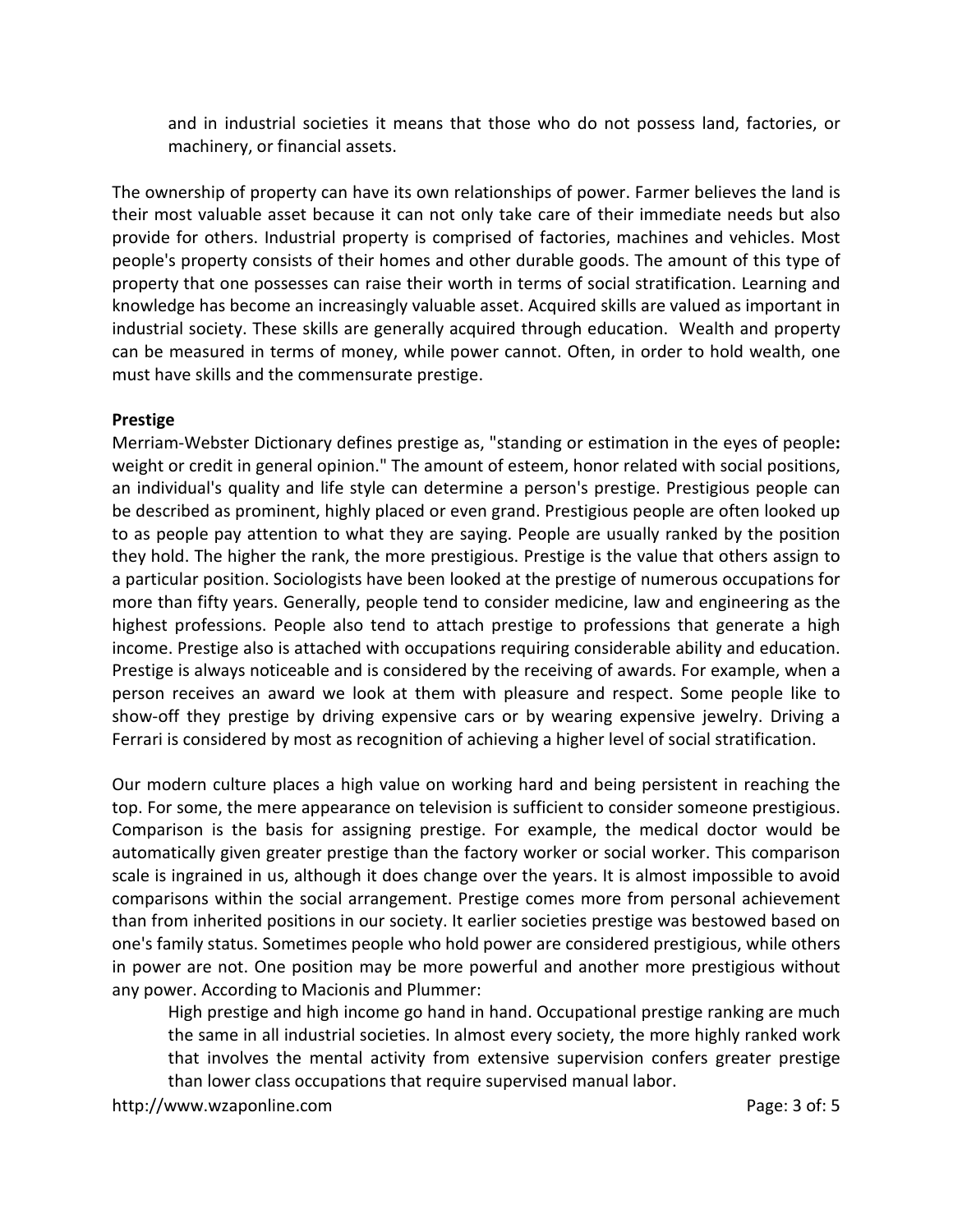> and in industrial societies it means that those who do not possess land, factories, or machinery, or financial assets.

The ownership of property can have its own relationships of power. Farmer believes the land is their most valuable asset because it can not only take care of their immediate needs but also provide for others. Industrial property is comprised of factories, machines and vehicles. Most people's property consists of their homes and other durable goods. The amount of this type of property that one possesses can raise their worth in terms of social stratification. Learning and knowledge has become an increasingly valuable asset. Acquired skills are valued as important in industrial society. These skills are generally acquired through education. Wealth and property can be measured in terms of money, while power cannot. Often, in order to hold wealth, one must have skills and the commensurate prestige.

**Prestige**

Merriam-Webster Dictionary defines prestige as, "standing or estimation in the eyes of people**:** weight or credit in general opinion." The amount of esteem, honor related with social positions, an individual's quality and life style can determine a person's prestige. Prestigious people can be described as prominent, highly placed or even grand. Prestigious people are often looked up to as people pay attention to what they are saying. People are usually ranked by the position they hold. The higher the rank, the more prestigious. Prestige is the value that others assign to a particular position. Sociologists have been looked at the prestige of numerous occupations for more than fifty years. Generally, people tend to consider medicine, law and engineering as the highest professions. People also tend to attach prestige to professions that generate a high income. Prestige also is attached with occupations requiring considerable ability and education. Prestige is always noticeable and is considered by the receiving of awards. For example, when a person receives an award we look at them with pleasure and respect. Some people like to show-off they prestige by driving expensive cars or by wearing expensive jewelry. Driving a Ferrari is considered by most as recognition of achieving a higher level of social stratification.

Our modern culture places a high value on working hard and being persistent in reaching the top. For some, the mere appearance on television is sufficient to consider someone prestigious. Comparison is the basis for assigning prestige. For example, the medical doctor would be automatically given greater prestige than the factory worker or social worker. This comparison scale is ingrained in us, although it does change over the years. It is almost impossible to avoid comparisons within the social arrangement. Prestige comes more from personal achievement than from inherited positions in our society. It earlier societies prestige was bestowed based on one's family status. Sometimes people who hold power are considered prestigious, while others in power are not. One position may be more powerful and another more prestigious without any power. According to Macionis and Plummer:

> High prestige and high income go hand in hand. Occupational prestige ranking are much the same in all industrial societies. In almost every society, the more highly ranked work that involves the mental activity from extensive supervision confers greater prestige than lower class occupations that require supervised manual labor.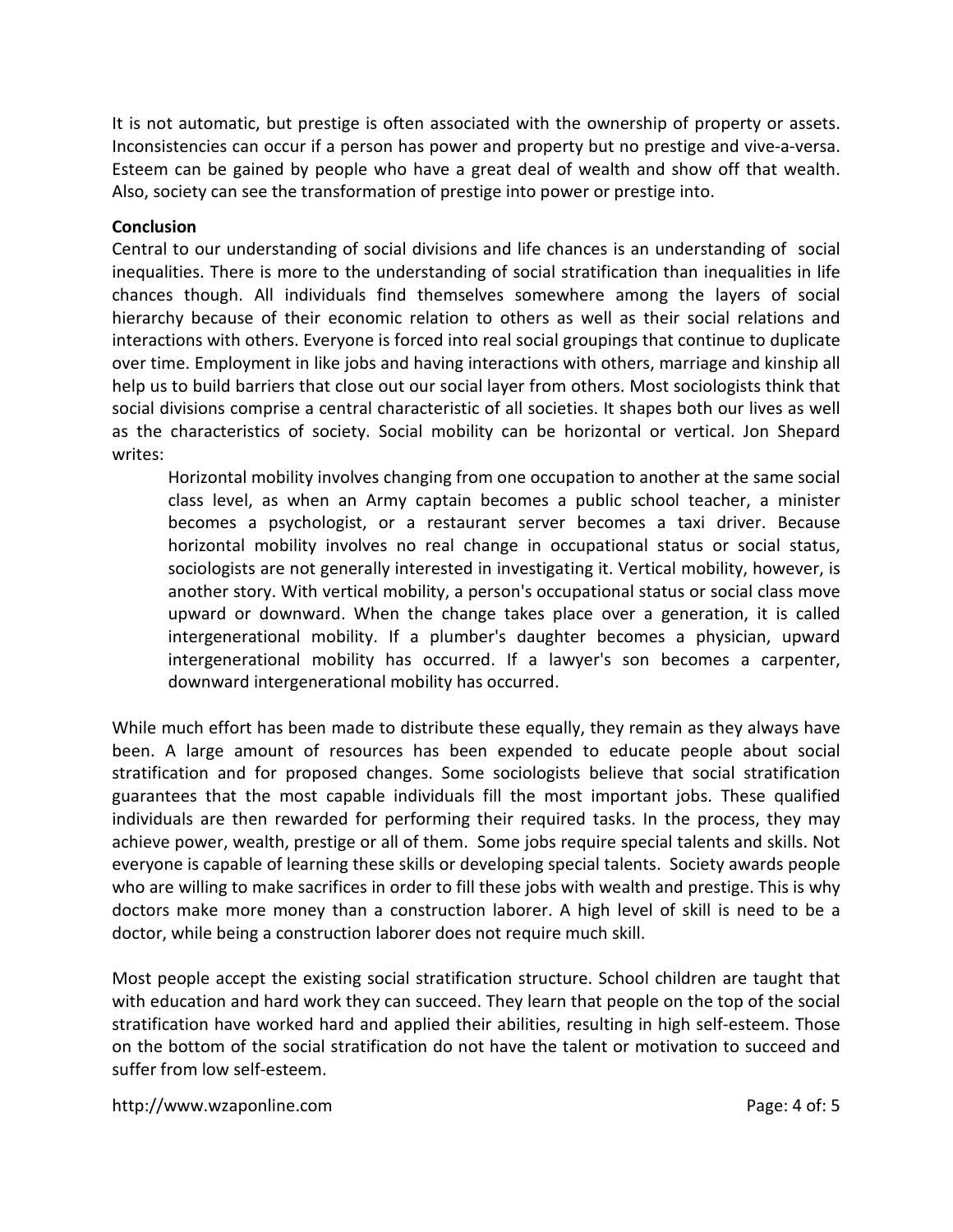It is not automatic, but prestige is often associated with the ownership of property or assets. Inconsistencies can occur if a person has power and property but no prestige and vive-a-versa. Esteem can be gained by people who have a great deal of wealth and show off that wealth. Also, society can see the transformation of prestige into power or prestige into.

**Conclusion**

Central to our understanding of social divisions and life chances is an understanding of social inequalities. There is more to the understanding of social stratification than inequalities in life chances though. All individuals find themselves somewhere among the layers of social hierarchy because of their economic relation to others as well as their social relations and interactions with others. Everyone is forced into real social groupings that continue to duplicate over time. Employment in like jobs and having interactions with others, marriage and kinship all help us to build barriers that close out our social layer from others. Most sociologists think that social divisions comprise a central characteristic of all societies. It shapes both our lives as well as the characteristics of society. Social mobility can be horizontal or vertical. Jon Shepard writes:

> Horizontal mobility involves changing from one occupation to another at the same social class level, as when an Army captain becomes a public school teacher, a minister becomes a psychologist, or a restaurant server becomes a taxi driver. Because horizontal mobility involves no real change in occupational status or social status, sociologists are not generally interested in investigating it. Vertical mobility, however, is another story. With vertical mobility, a person's occupational status or social class move upward or downward. When the change takes place over a generation, it is called intergenerational mobility. If a plumber's daughter becomes a physician, upward intergenerational mobility has occurred. If a lawyer's son becomes a carpenter, downward intergenerational mobility has occurred.

While much effort has been made to distribute these equally, they remain as they always have been. A large amount of resources has been expended to educate people about social stratification and for proposed changes. Some sociologists believe that social stratification guarantees that the most capable individuals fill the most important jobs. These qualified individuals are then rewarded for performing their required tasks. In the process, they may achieve power, wealth, prestige or all of them. Some jobs require special talents and skills. Not everyone is capable of learning these skills or developing special talents. Society awards people who are willing to make sacrifices in order to fill these jobs with wealth and prestige. This is why doctors make more money than a construction laborer. A high level of skill is need to be a doctor, while being a construction laborer does not require much skill.

Most people accept the existing social stratification structure. School children are taught that with education and hard work they can succeed. They learn that people on the top of the social stratification have worked hard and applied their abilities, resulting in high self-esteem. Those on the bottom of the social stratification do not have the talent or motivation to succeed and suffer from low self-esteem.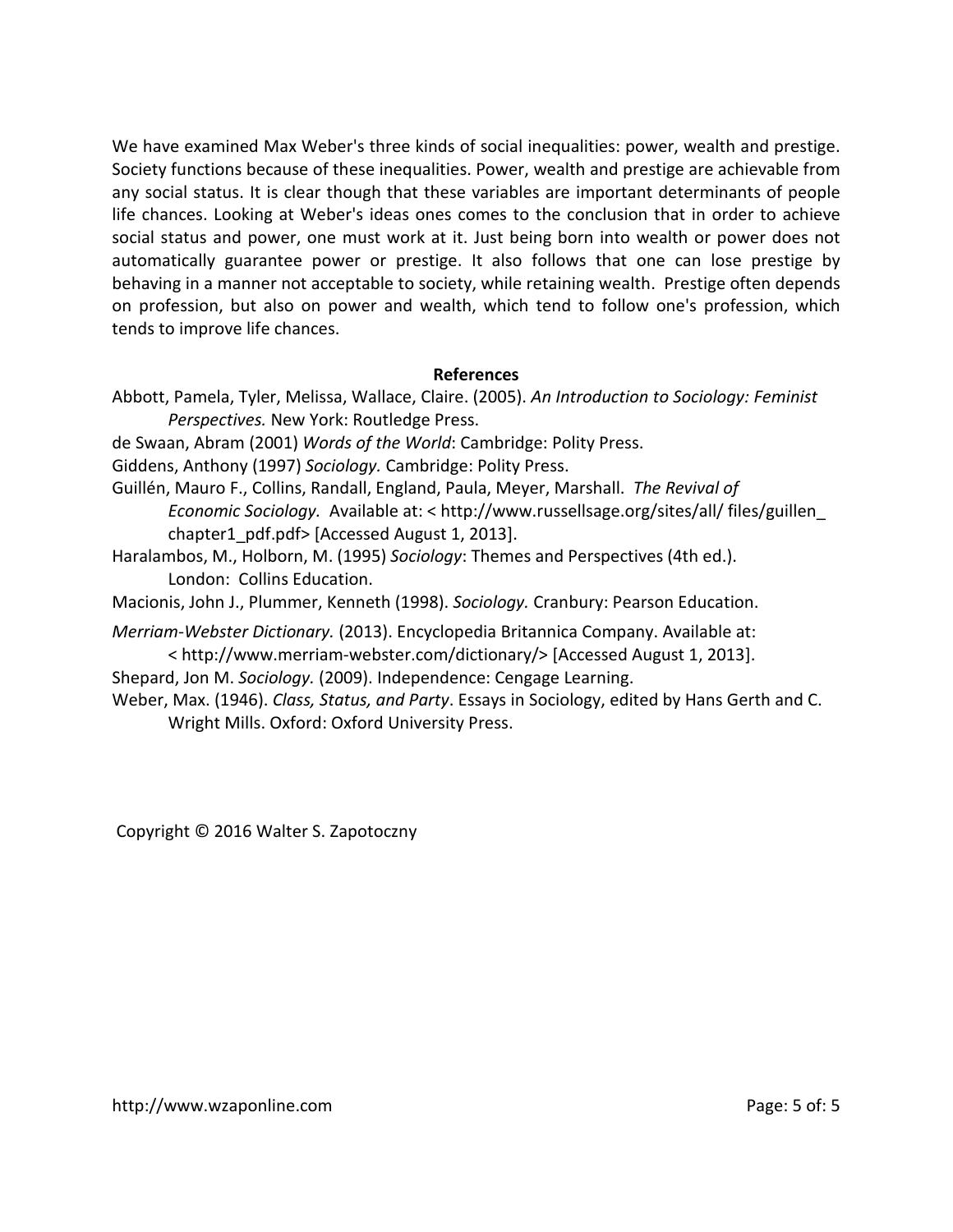We have examined Max Weber's three kinds of social inequalities: power, wealth and prestige. Society functions because of these inequalities. Power, wealth and prestige are achievable from any social status. It is clear though that these variables are important determinants of people life chances. Looking at Weber's ideas ones comes to the conclusion that in order to achieve social status and power, one must work at it. Just being born into wealth or power does not automatically guarantee power or prestige. It also follows that one can lose prestige by behaving in a manner not acceptable to society, while retaining wealth. Prestige often depends on profession, but also on power and wealth, which tend to follow one's profession, which tends to improve life chances.

## References

Abbott, Pamela, Tyler, Melissa, Wallace, Claire. (2005). *An Introduction to Sociology: Feminist Perspectives.* New York: Routledge Press.

de Swaan, Abram (2001) *Words of the World*: Cambridge: Polity Press.

Giddens, Anthony (1997) *Sociology.* Cambridge: Polity Press.

Guillén, Mauro F., Collins, Randall, England, Paula, Meyer, Marshall. *The Revival of Economic Sociology.* Available at: < http://www.russellsage.org/sites/all/ files/guillen_ chapter1_pdf.pdf> [Accessed August 1, 2013].

Haralambos, M., Holborn, M. (1995) *Sociology*: Themes and Perspectives (4th ed.). London: Collins Education.

Macionis, John J., Plummer, Kenneth (1998). *Sociology.* Cranbury: Pearson Education.

*Merriam-Webster Dictionary.* (2013). Encyclopedia Britannica Company. Available at: < http://www.merriam-webster.com/dictionary/> [Accessed August 1, 2013].

Shepard, Jon M. *Sociology.* (2009). Independence: Cengage Learning.

Weber, Max. (1946). *Class, Status, and Party*. Essays in Sociology, edited by Hans Gerth and C. Wright Mills. Oxford: Oxford University Press.

Copyright © 2016 Walter S. Zapotoczny